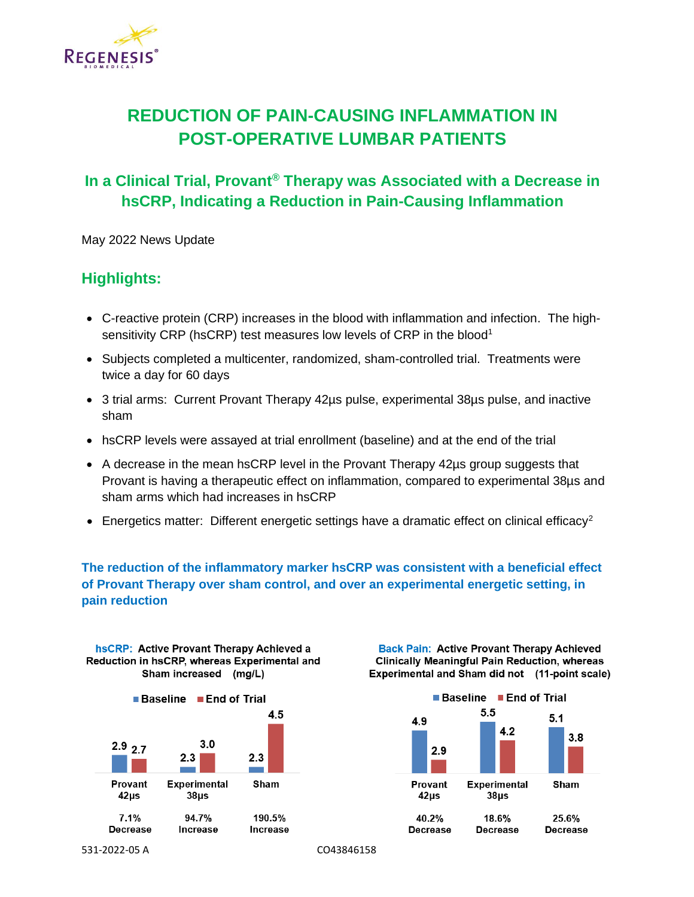# REDUCTION OF PAIN-CAUSING INFLAMMATION IN POST-OPERATIVE LUMBAR PATIENTS

## In a Clinical Trial, Provant® Therapy was Associated with a Decrease in hsCRP, Indicating a Reduction in Pain-Causing Inflammation

May 2022 News Update

## Highlights:

- C-reactive protein (CRP) increases in the blood with inflammation and infection. The high-sensitivity CRP (hsCRP) test measures low levels of CRP in the blood[1]
- Subjects completed a multicenter, randomized, sham-controlled trial. Treatments were twice a day for 60 days
- 3 trial arms: Current Provant Therapy 42µs pulse, experimental 38µs pulse, and inactive sham
- hsCRP levels were assayed at trial enrollment (baseline) and at the end of the trial
- A decrease in the mean hsCRP level in the Provant Therapy 42µs group suggests that Provant is having a therapeutic effect on inflammation, compared to experimental 38µs and sham arms which had increases in hsCRP
- Energetics matter: Different energetic settings have a dramatic effect on clinical efficacy[2]

**The reduction of the inflammatory marker hsCRP was consistent with a beneficial effect of Provant Therapy over sham control, and over an experimental energetic setting, in pain reduction**

**hsCRP: Active Provant Therapy Achieved a Reduction in hsCRP, whereas Experimental and Sham increased (mg/L)**

| | Provant 42µs | Experimental 38µs | Sham |
|---|---|---|---|
| Baseline | 2.9 | 2.3 | 2.3 |
| End of Trial | 2.7 | 3.0 | 4.5 |
| Change | 7.1% Decrease | 94.7% Increase | 190.5% Increase |

**Back Pain: Active Provant Therapy Achieved Clinically Meaningful Pain Reduction, whereas Experimental and Sham did not (11-point scale)**

| | Provant 42µs | Experimental 38µs | Sham |
|---|---|---|---|
| Baseline | 4.9 | 5.5 | 5.1 |
| End of Trial | 2.9 | 4.2 | 3.8 |
| Change | 40.2% Decrease | 18.6% Decrease | 25.6% Decrease |

531-2022-05 A CO43846158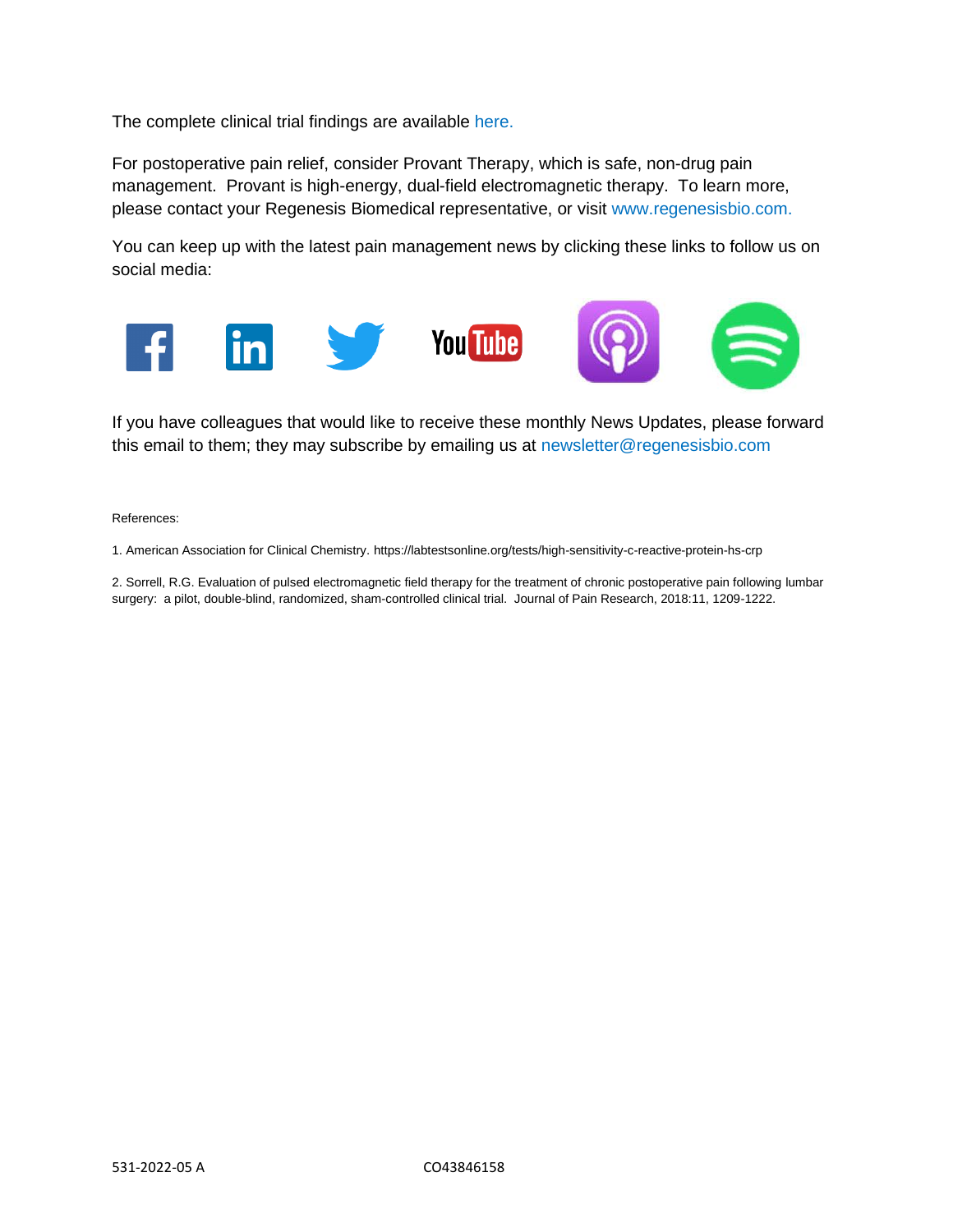The complete clinical trial findings are available here.

For postoperative pain relief, consider Provant Therapy, which is safe, non-drug pain management. Provant is high-energy, dual-field electromagnetic therapy. To learn more, please contact your Regenesis Biomedical representative, or visit www.regenesisbio.com.

You can keep up with the latest pain management news by clicking these links to follow us on social media:

If you have colleagues that would like to receive these monthly News Updates, please forward this email to them; they may subscribe by emailing us at newsletter@regenesisbio.com

References:

1. American Association for Clinical Chemistry. https://labtestsonline.org/tests/high-sensitivity-c-reactive-protein-hs-crp

2. Sorrell, R.G. Evaluation of pulsed electromagnetic field therapy for the treatment of chronic postoperative pain following lumbar surgery: a pilot, double-blind, randomized, sham-controlled clinical trial. Journal of Pain Research, 2018:11, 1209-1222.

531-2022-05 A CO43846158